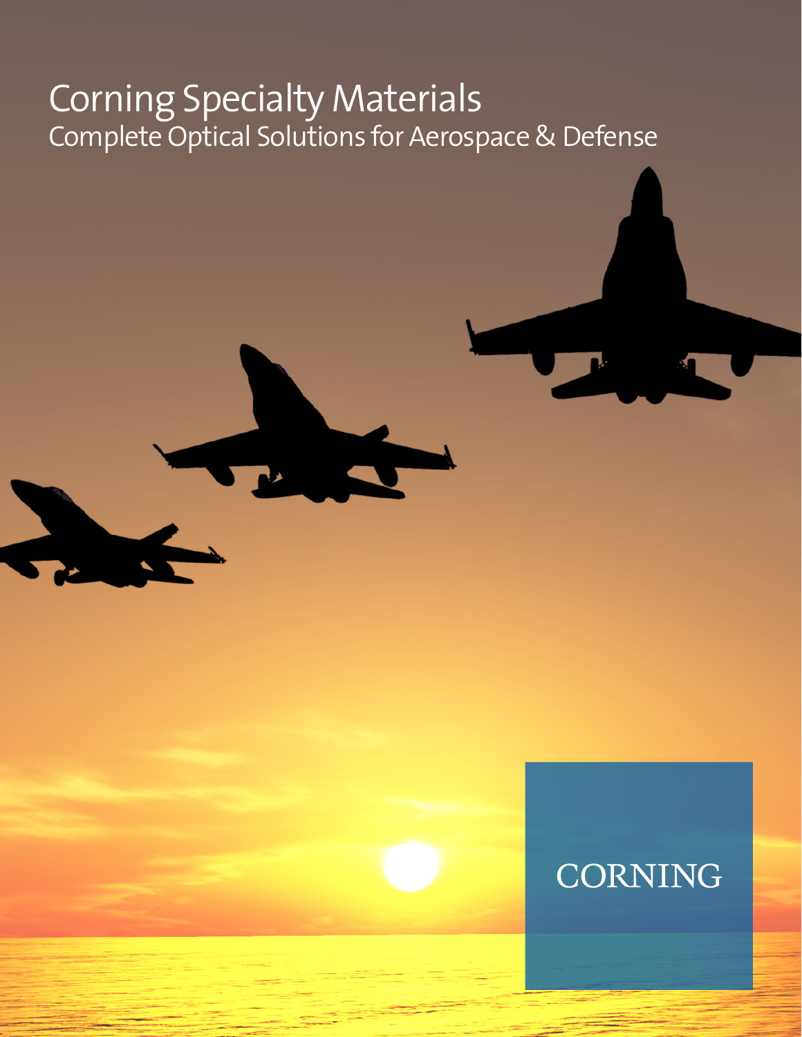# Corning Specialty Materials

## Complete Optical Solutions for Aerospace & Defense

CORNING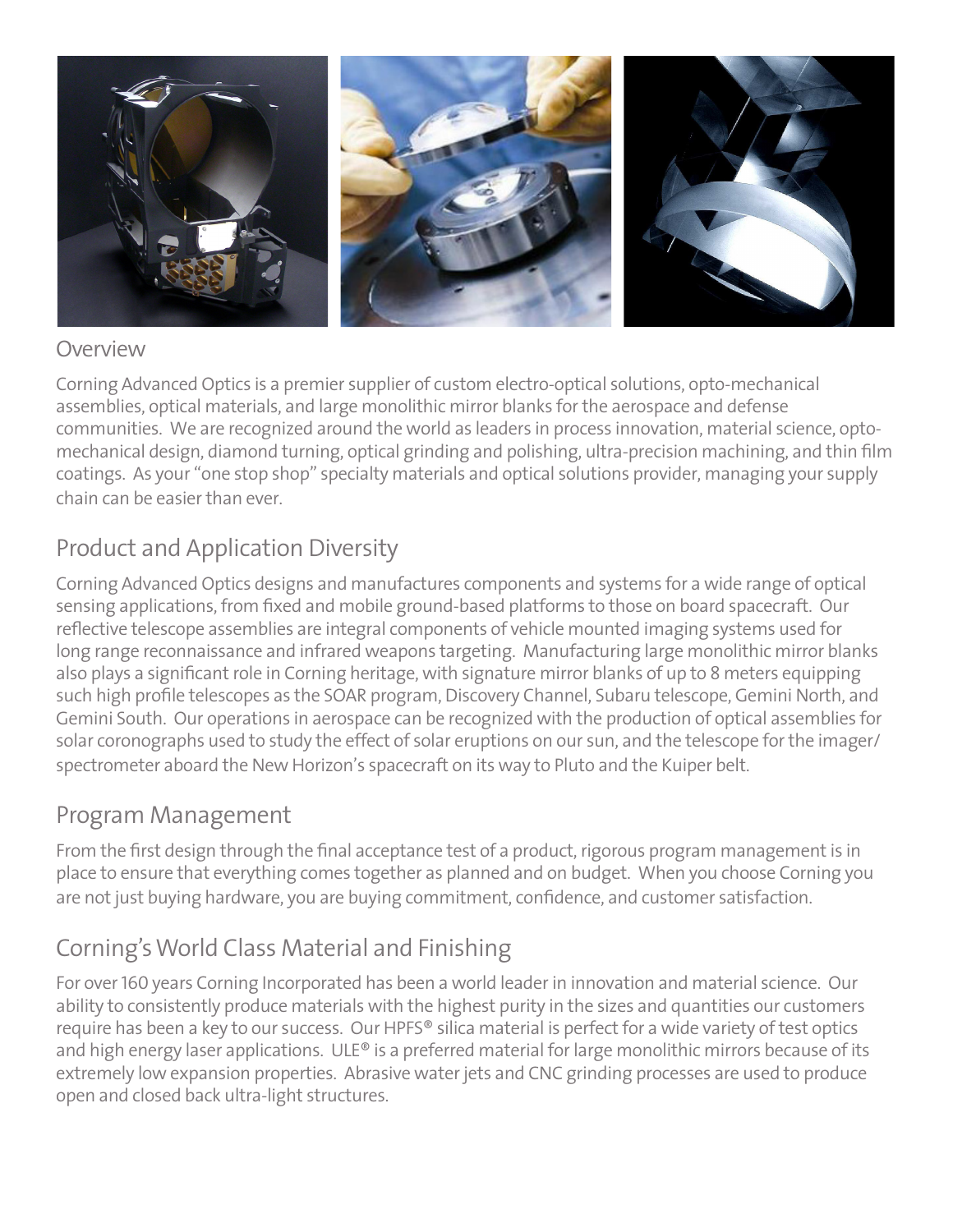## Overview

Corning Advanced Optics is a premier supplier of custom electro-optical solutions, opto-mechanical assemblies, optical materials, and large monolithic mirror blanks for the aerospace and defense communities. We are recognized around the world as leaders in process innovation, material science, opto-mechanical design, diamond turning, optical grinding and polishing, ultra-precision machining, and thin film coatings. As your "one stop shop" specialty materials and optical solutions provider, managing your supply chain can be easier than ever.

## Product and Application Diversity

Corning Advanced Optics designs and manufactures components and systems for a wide range of optical sensing applications, from fixed and mobile ground-based platforms to those on board spacecraft. Our reflective telescope assemblies are integral components of vehicle mounted imaging systems used for long range reconnaissance and infrared weapons targeting. Manufacturing large monolithic mirror blanks also plays a significant role in Corning heritage, with signature mirror blanks of up to 8 meters equipping such high profile telescopes as the SOAR program, Discovery Channel, Subaru telescope, Gemini North, and Gemini South. Our operations in aerospace can be recognized with the production of optical assemblies for solar coronographs used to study the effect of solar eruptions on our sun, and the telescope for the imager/spectrometer aboard the New Horizon's spacecraft on its way to Pluto and the Kuiper belt.

## Program Management

From the first design through the final acceptance test of a product, rigorous program management is in place to ensure that everything comes together as planned and on budget. When you choose Corning you are not just buying hardware, you are buying commitment, confidence, and customer satisfaction.

## Corning's World Class Material and Finishing

For over 160 years Corning Incorporated has been a world leader in innovation and material science. Our ability to consistently produce materials with the highest purity in the sizes and quantities our customers require has been a key to our success. Our HPFS® silica material is perfect for a wide variety of test optics and high energy laser applications. ULE® is a preferred material for large monolithic mirrors because of its extremely low expansion properties. Abrasive water jets and CNC grinding processes are used to produce open and closed back ultra-light structures.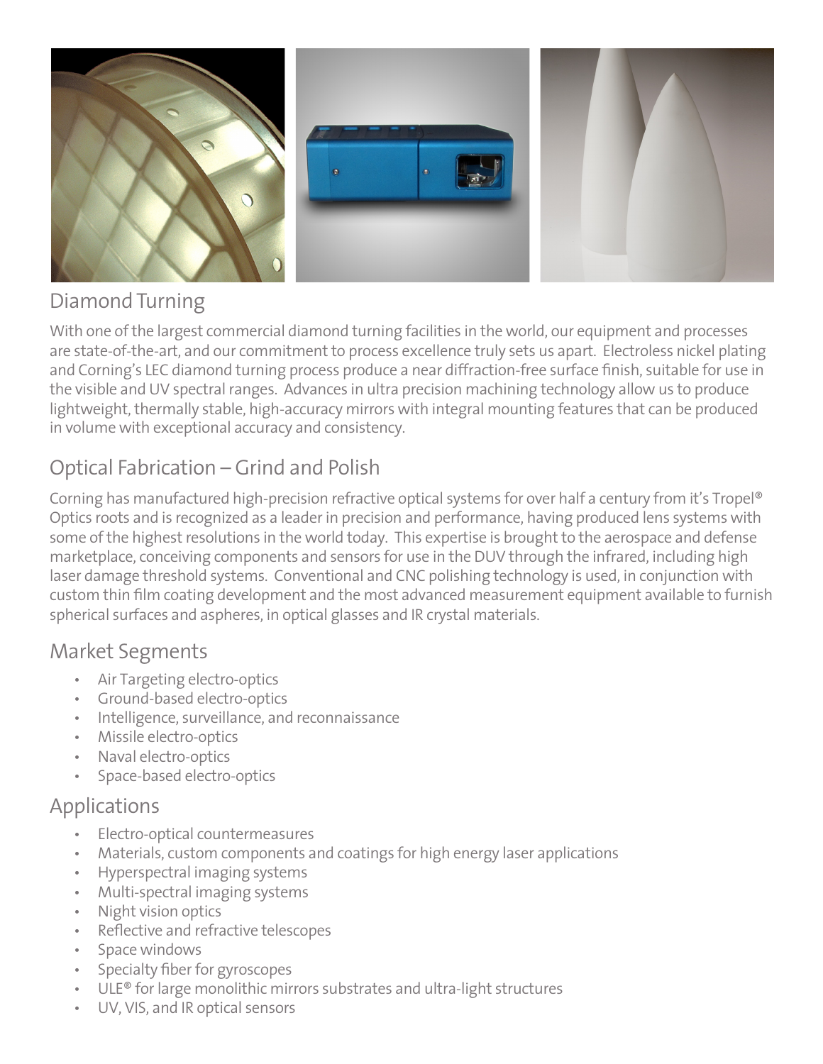## Diamond Turning

With one of the largest commercial diamond turning facilities in the world, our equipment and processes are state-of-the-art, and our commitment to process excellence truly sets us apart. Electroless nickel plating and Corning's LEC diamond turning process produce a near diffraction-free surface finish, suitable for use in the visible and UV spectral ranges. Advances in ultra precision machining technology allow us to produce lightweight, thermally stable, high-accuracy mirrors with integral mounting features that can be produced in volume with exceptional accuracy and consistency.

## Optical Fabrication – Grind and Polish

Corning has manufactured high-precision refractive optical systems for over half a century from it's Tropel® Optics roots and is recognized as a leader in precision and performance, having produced lens systems with some of the highest resolutions in the world today. This expertise is brought to the aerospace and defense marketplace, conceiving components and sensors for use in the DUV through the infrared, including high laser damage threshold systems. Conventional and CNC polishing technology is used, in conjunction with custom thin film coating development and the most advanced measurement equipment available to furnish spherical surfaces and aspheres, in optical glasses and IR crystal materials.

## Market Segments

- Air Targeting electro-optics
- Ground-based electro-optics
- Intelligence, surveillance, and reconnaissance
- Missile electro-optics
- Naval electro-optics
- Space-based electro-optics

## Applications

- Electro-optical countermeasures
- Materials, custom components and coatings for high energy laser applications
- Hyperspectral imaging systems
- Multi-spectral imaging systems
- Night vision optics
- Reflective and refractive telescopes
- Space windows
- Specialty fiber for gyroscopes
- ULE® for large monolithic mirrors substrates and ultra-light structures
- UV, VIS, and IR optical sensors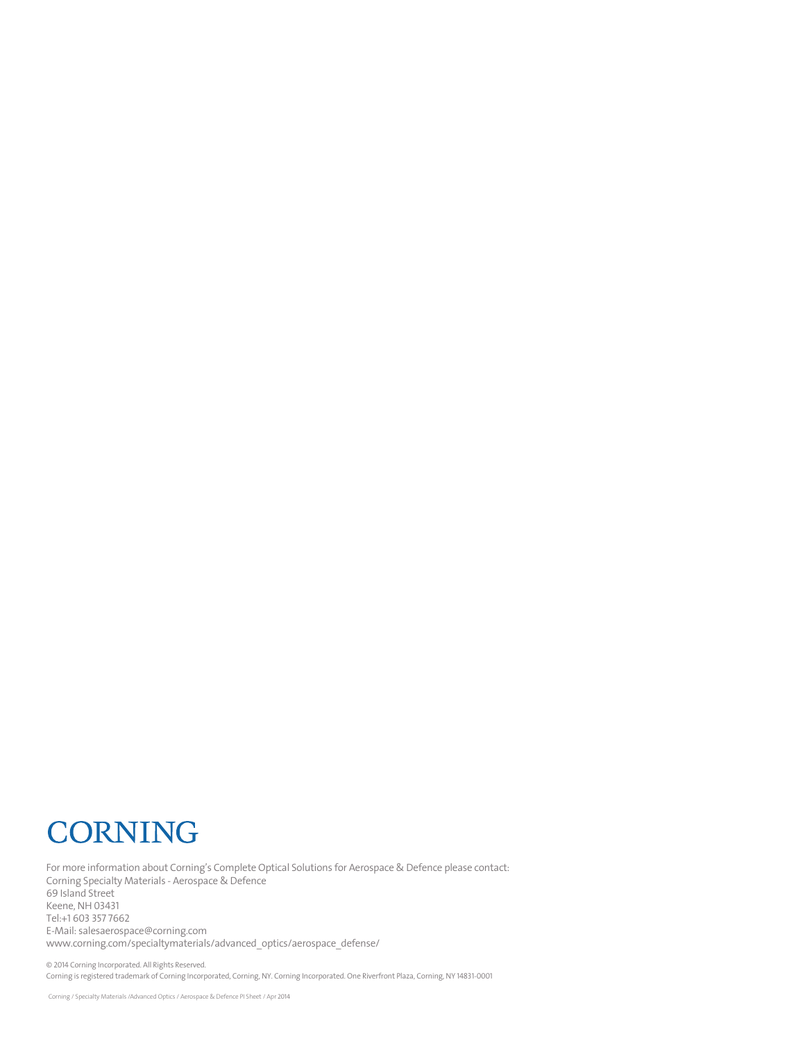CORNING

For more information about Corning's Complete Optical Solutions for Aerospace & Defence please contact:
Corning Specialty Materials - Aerospace & Defence
69 Island Street
Keene, NH 03431
Tel:+1 603 357 7662
E-Mail: salesaerospace@corning.com
www.corning.com/specialtymaterials/advanced_optics/aerospace_defense/

© 2014 Corning Incorporated. All Rights Reserved.
Corning is registered trademark of Corning Incorporated, Corning, NY. Corning Incorporated. One Riverfront Plaza, Corning, NY 14831-0001

Corning / Specialty Materials /Advanced Optics / Aerospace & Defence PI Sheet / Apr 2014